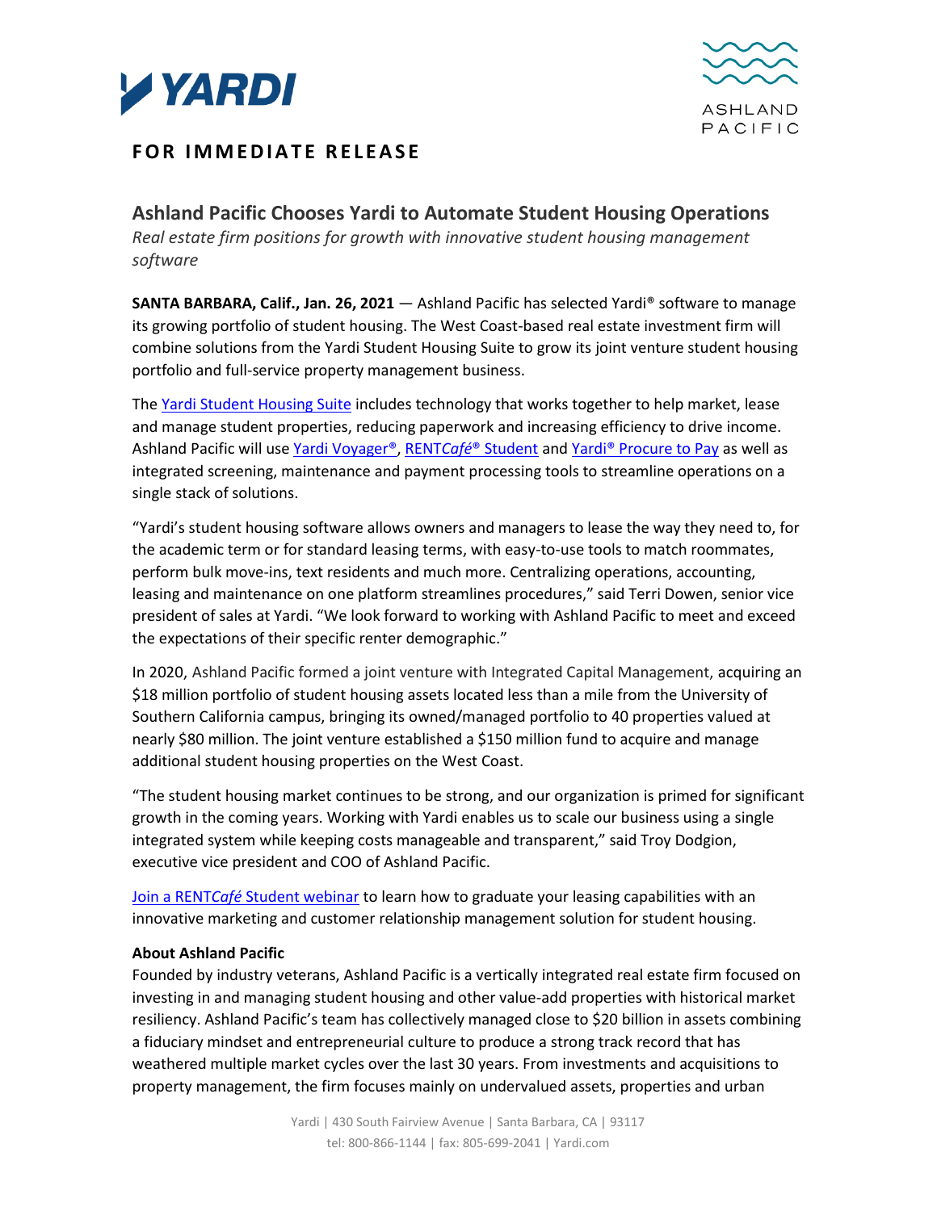**FOR IMMEDIATE RELEASE**

## Ashland Pacific Chooses Yardi to Automate Student Housing Operations

*Real estate firm positions for growth with innovative student housing management software*

**SANTA BARBARA, Calif., Jan. 26, 2021** — Ashland Pacific has selected Yardi® software to manage its growing portfolio of student housing. The West Coast-based real estate investment firm will combine solutions from the Yardi Student Housing Suite to grow its joint venture student housing portfolio and full-service property management business.

The Yardi Student Housing Suite includes technology that works together to help market, lease and manage student properties, reducing paperwork and increasing efficiency to drive income. Ashland Pacific will use Yardi Voyager®, RENT*Café*® Student and Yardi® Procure to Pay as well as integrated screening, maintenance and payment processing tools to streamline operations on a single stack of solutions.

"Yardi's student housing software allows owners and managers to lease the way they need to, for the academic term or for standard leasing terms, with easy-to-use tools to match roommates, perform bulk move-ins, text residents and much more. Centralizing operations, accounting, leasing and maintenance on one platform streamlines procedures," said Terri Dowen, senior vice president of sales at Yardi. "We look forward to working with Ashland Pacific to meet and exceed the expectations of their specific renter demographic."

In 2020, Ashland Pacific formed a joint venture with Integrated Capital Management, acquiring an $18 million portfolio of student housing assets located less than a mile from the University of Southern California campus, bringing its owned/managed portfolio to 40 properties valued at nearly $80 million. The joint venture established a $150 million fund to acquire and manage additional student housing properties on the West Coast.

"The student housing market continues to be strong, and our organization is primed for significant growth in the coming years. Working with Yardi enables us to scale our business using a single integrated system while keeping costs manageable and transparent," said Troy Dodgion, executive vice president and COO of Ashland Pacific.

Join a RENT*Café* Student webinar to learn how to graduate your leasing capabilities with an innovative marketing and customer relationship management solution for student housing.

**About Ashland Pacific**

Founded by industry veterans, Ashland Pacific is a vertically integrated real estate firm focused on investing in and managing student housing and other value-add properties with historical market resiliency. Ashland Pacific's team has collectively managed close to $20 billion in assets combining a fiduciary mindset and entrepreneurial culture to produce a strong track record that has weathered multiple market cycles over the last 30 years. From investments and acquisitions to property management, the firm focuses mainly on undervalued assets, properties and urban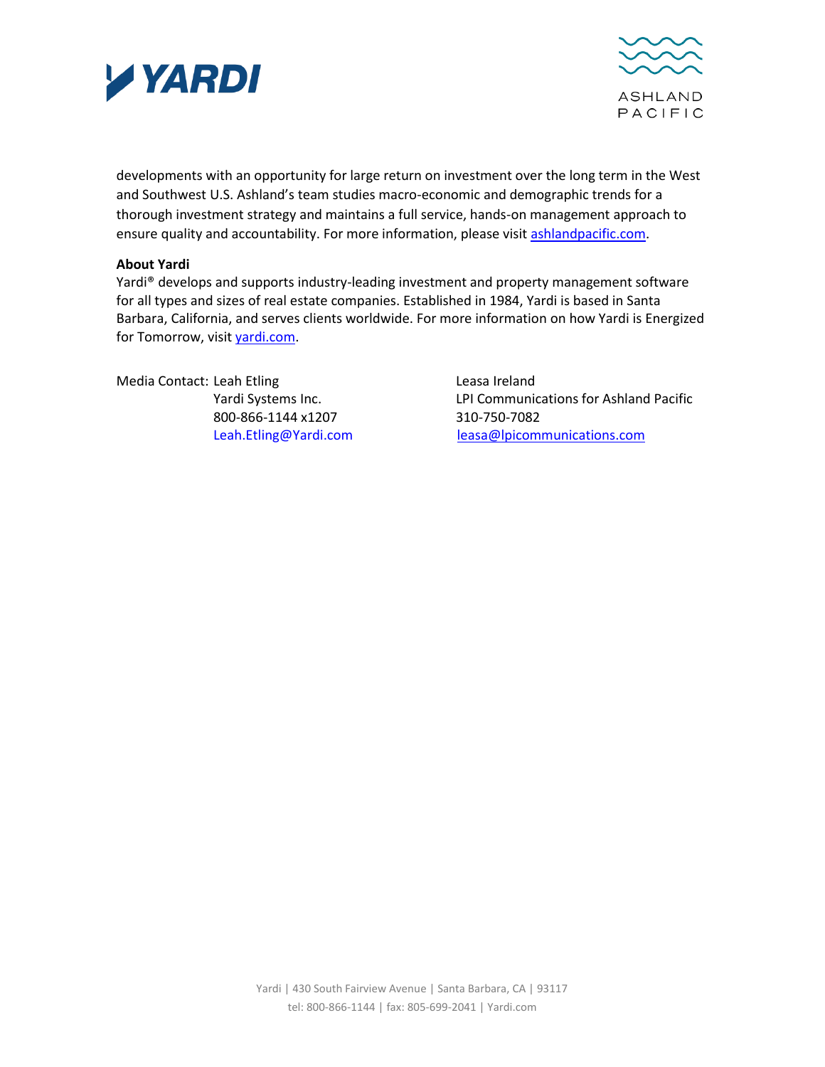developments with an opportunity for large return on investment over the long term in the West and Southwest U.S. Ashland's team studies macro-economic and demographic trends for a thorough investment strategy and maintains a full service, hands-on management approach to ensure quality and accountability. For more information, please visit ashlandpacific.com.

**About Yardi**

Yardi® develops and supports industry-leading investment and property management software for all types and sizes of real estate companies. Established in 1984, Yardi is based in Santa Barbara, California, and serves clients worldwide. For more information on how Yardi is Energized for Tomorrow, visit yardi.com.

Media Contact: Leah Etling
Yardi Systems Inc.
800-866-1144 x1207
Leah.Etling@Yardi.com

Leasa Ireland
LPI Communications for Ashland Pacific
310-750-7082
leasa@lpicommunications.com